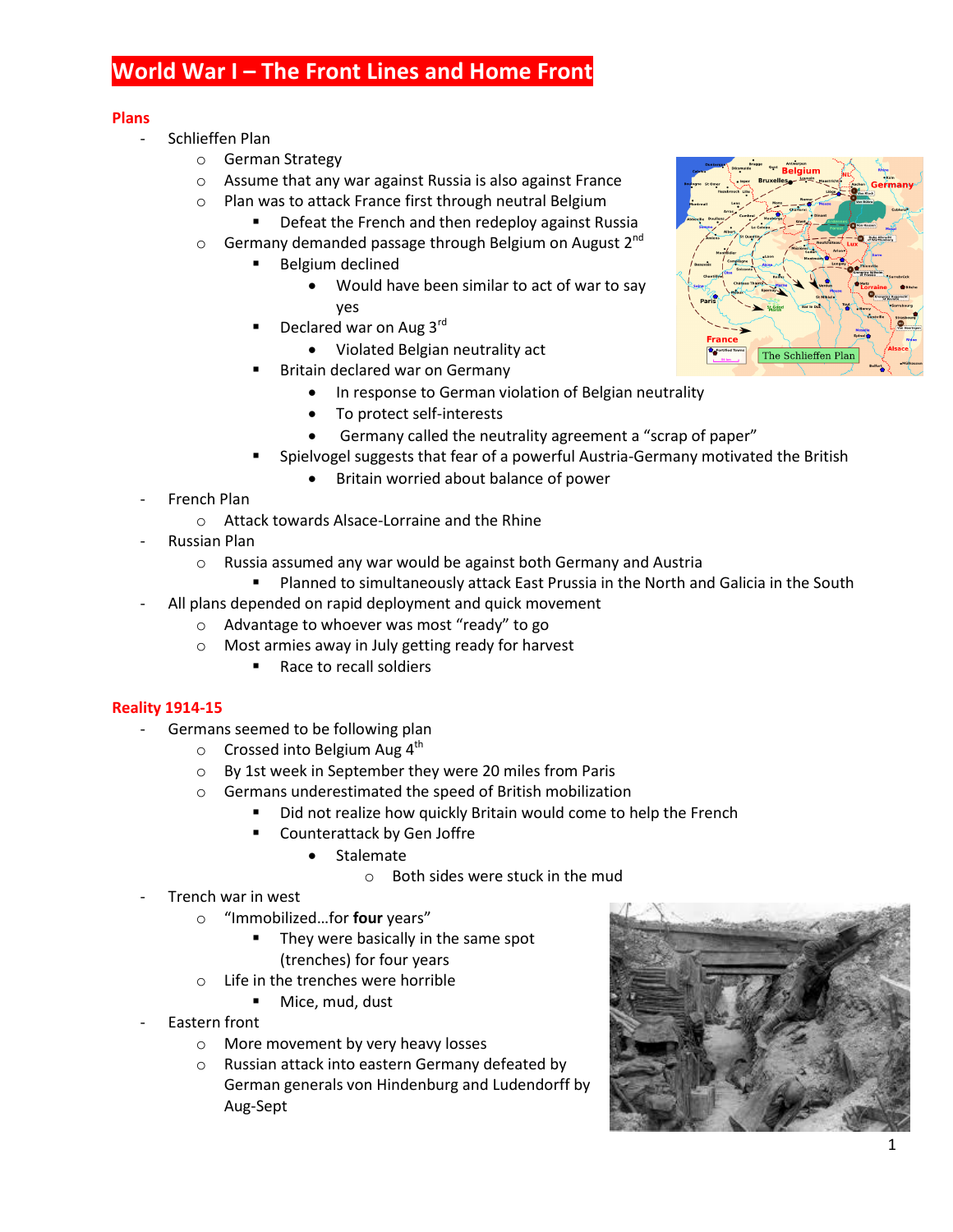# World War I – The Front Lines and Home Front

## Plans

- Schlieffen Plan
  - German Strategy
  - Assume that any war against Russia is also against France
  - Plan was to attack France first through neutral Belgium
    - Defeat the French and then redeploy against Russia
  - Germany demanded passage through Belgium on August 2nd
    - Belgium declined
      - Would have been similar to act of war to say yes
    - Declared war on Aug 3rd
      - Violated Belgian neutrality act
    - Britain declared war on Germany
      - In response to German violation of Belgian neutrality
      - To protect self-interests
      - Germany called the neutrality agreement a "scrap of paper"
    - Spielvogel suggests that fear of a powerful Austria-Germany motivated the British
      - Britain worried about balance of power
- French Plan
  - Attack towards Alsace-Lorraine and the Rhine
- Russian Plan
  - Russia assumed any war would be against both Germany and Austria
    - Planned to simultaneously attack East Prussia in the North and Galicia in the South
- All plans depended on rapid deployment and quick movement
  - Advantage to whoever was most "ready" to go
  - Most armies away in July getting ready for harvest
    - Race to recall soldiers

## Reality 1914-15

- Germans seemed to be following plan
  - Crossed into Belgium Aug 4th
  - By 1st week in September they were 20 miles from Paris
  - Germans underestimated the speed of British mobilization
    - Did not realize how quickly Britain would come to help the French
    - Counterattack by Gen Joffre
      - Stalemate
        - Both sides were stuck in the mud
- Trench war in west
  - "Immobilized…for **four** years"
    - They were basically in the same spot (trenches) for four years
  - Life in the trenches were horrible
    - Mice, mud, dust
- Eastern front
  - More movement by very heavy losses
  - Russian attack into eastern Germany defeated by German generals von Hindenburg and Ludendorff by Aug-Sept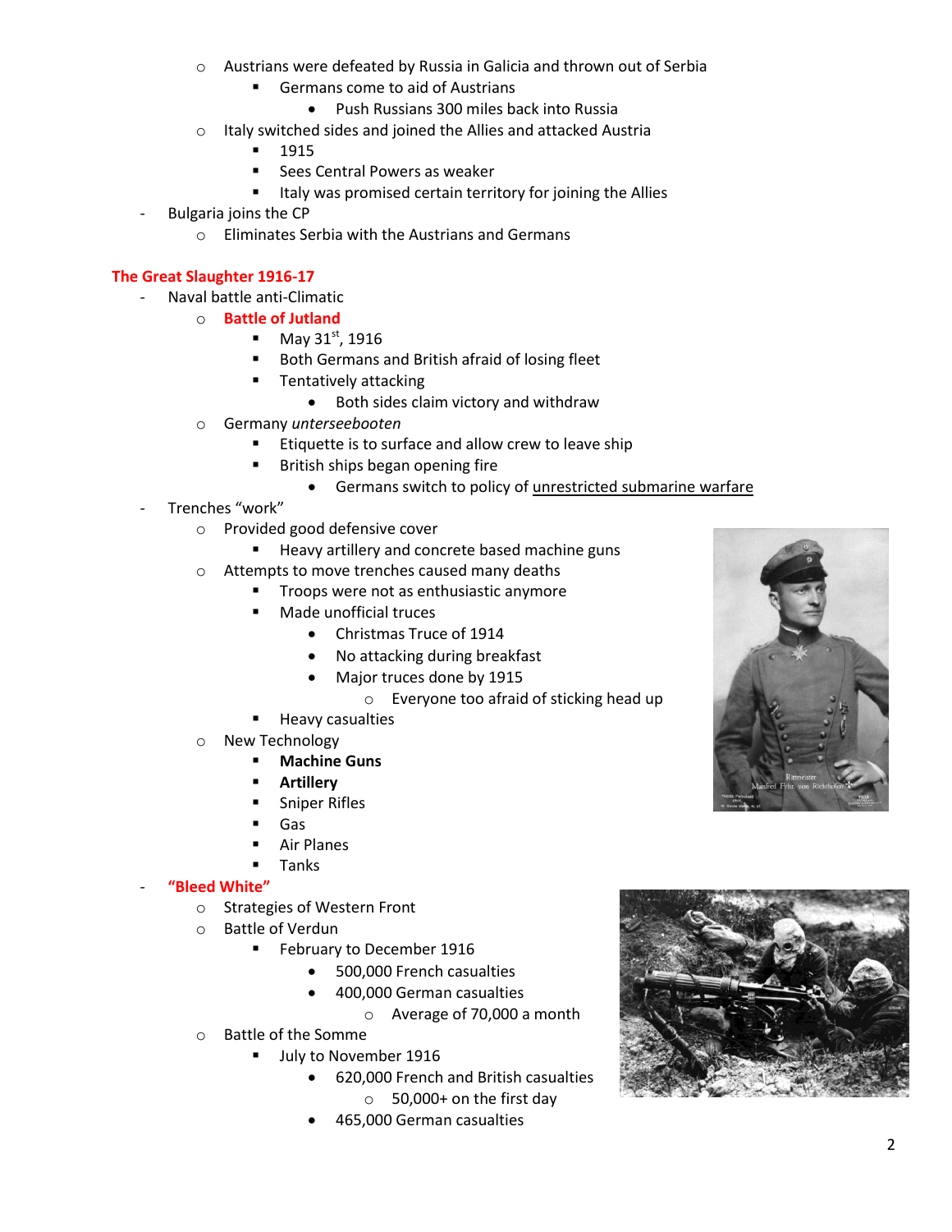- Austrians were defeated by Russia in Galicia and thrown out of Serbia
  - Germans come to aid of Austrians
    - Push Russians 300 miles back into Russia
- Italy switched sides and joined the Allies and attacked Austria
  - 1915
  - Sees Central Powers as weaker
  - Italy was promised certain territory for joining the Allies

- Bulgaria joins the CP
  - Eliminates Serbia with the Austrians and Germans

## The Great Slaughter 1916-17

- Naval battle anti-Climatic
  - **Battle of Jutland**
    - May 31st, 1916
    - Both Germans and British afraid of losing fleet
    - Tentatively attacking
      - Both sides claim victory and withdraw
  - Germany *unterseebooten*
    - Etiquette is to surface and allow crew to leave ship
    - British ships began opening fire
      - Germans switch to policy of <u>unrestricted submarine warfare</u>
- Trenches "work"
  - Provided good defensive cover
    - Heavy artillery and concrete based machine guns
  - Attempts to move trenches caused many deaths
    - Troops were not as enthusiastic anymore
    - Made unofficial truces
      - Christmas Truce of 1914
      - No attacking during breakfast
      - Major truces done by 1915
        - Everyone too afraid of sticking head up
    - Heavy casualties
  - New Technology
    - **Machine Guns**
    - **Artillery**
    - Sniper Rifles
    - Gas
    - Air Planes
    - Tanks
- **"Bleed White"**
  - Strategies of Western Front
  - Battle of Verdun
    - February to December 1916
      - 500,000 French casualties
      - 400,000 German casualties
        - Average of 70,000 a month
  - Battle of the Somme
    - July to November 1916
      - 620,000 French and British casualties
        - 50,000+ on the first day
      - 465,000 German casualties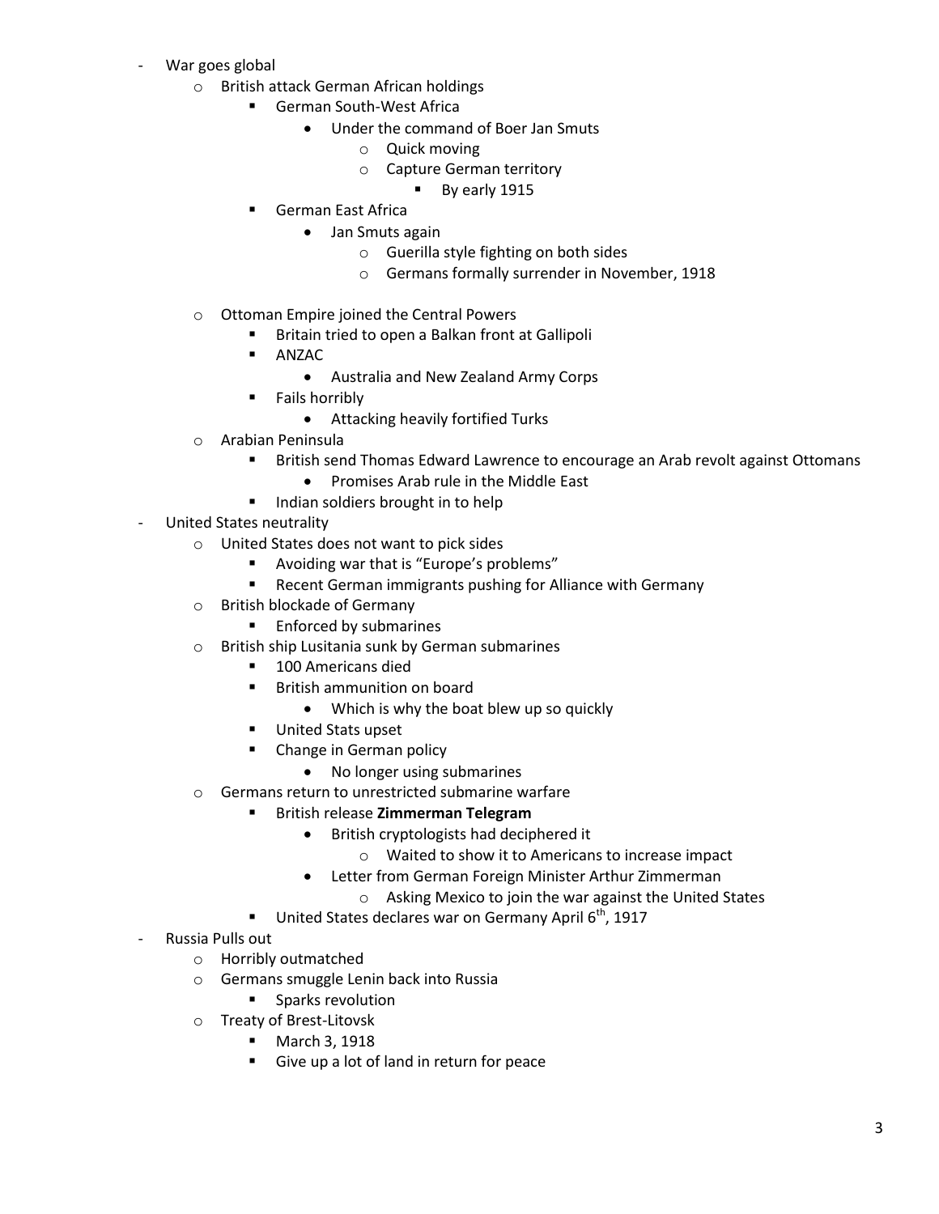- War goes global
  - British attack German African holdings
    - German South-West Africa
      - Under the command of Boer Jan Smuts
        - Quick moving
        - Capture German territory
          - By early 1915
    - German East Africa
      - Jan Smuts again
        - Guerilla style fighting on both sides
        - Germans formally surrender in November, 1918
  - Ottoman Empire joined the Central Powers
    - Britain tried to open a Balkan front at Gallipoli
    - ANZAC
      - Australia and New Zealand Army Corps
    - Fails horribly
      - Attacking heavily fortified Turks
  - Arabian Peninsula
    - British send Thomas Edward Lawrence to encourage an Arab revolt against Ottomans
      - Promises Arab rule in the Middle East
    - Indian soldiers brought in to help
- United States neutrality
  - United States does not want to pick sides
    - Avoiding war that is "Europe's problems"
    - Recent German immigrants pushing for Alliance with Germany
  - British blockade of Germany
    - Enforced by submarines
  - British ship Lusitania sunk by German submarines
    - 100 Americans died
    - British ammunition on board
      - Which is why the boat blew up so quickly
    - United Stats upset
    - Change in German policy
      - No longer using submarines
  - Germans return to unrestricted submarine warfare
    - British release **Zimmerman Telegram**
      - British cryptologists had deciphered it
        - Waited to show it to Americans to increase impact
      - Letter from German Foreign Minister Arthur Zimmerman
        - Asking Mexico to join the war against the United States
    - United States declares war on Germany April 6th, 1917
- Russia Pulls out
  - Horribly outmatched
  - Germans smuggle Lenin back into Russia
    - Sparks revolution
  - Treaty of Brest-Litovsk
    - March 3, 1918
    - Give up a lot of land in return for peace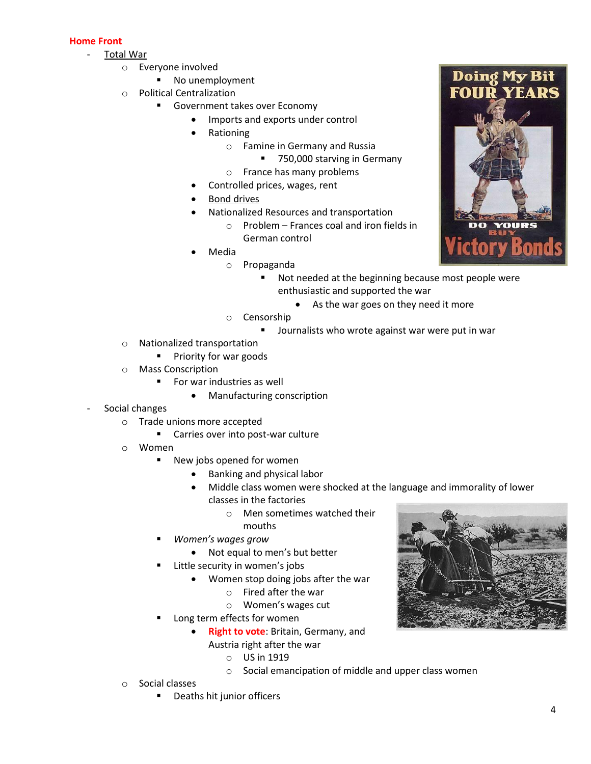**Home Front**

- <u>Total War</u>
  - Everyone involved
    - No unemployment
  - Political Centralization
    - Government takes over Economy
      - Imports and exports under control
      - Rationing
        - Famine in Germany and Russia
          - 750,000 starving in Germany
        - France has many problems
      - Controlled prices, wages, rent
      - <u>Bond drives</u>
      - Nationalized Resources and transportation
        - Problem – Frances coal and iron fields in German control
      - Media
        - Propaganda
          - Not needed at the beginning because most people were enthusiastic and supported the war
            - As the war goes on they need it more
        - Censorship
          - Journalists who wrote against war were put in war
  - Nationalized transportation
    - Priority for war goods
  - Mass Conscription
    - For war industries as well
      - Manufacturing conscription
- Social changes
  - Trade unions more accepted
    - Carries over into post-war culture
  - Women
    - New jobs opened for women
      - Banking and physical labor
      - Middle class women were shocked at the language and immorality of lower classes in the factories
        - Men sometimes watched their mouths
    - *Women's wages grow*
      - Not equal to men's but better
    - Little security in women's jobs
      - Women stop doing jobs after the war
        - Fired after the war
        - Women's wages cut
    - Long term effects for women
      - **Right to vote**: Britain, Germany, and Austria right after the war
        - US in 1919
        - Social emancipation of middle and upper class women
  - Social classes
    - Deaths hit junior officers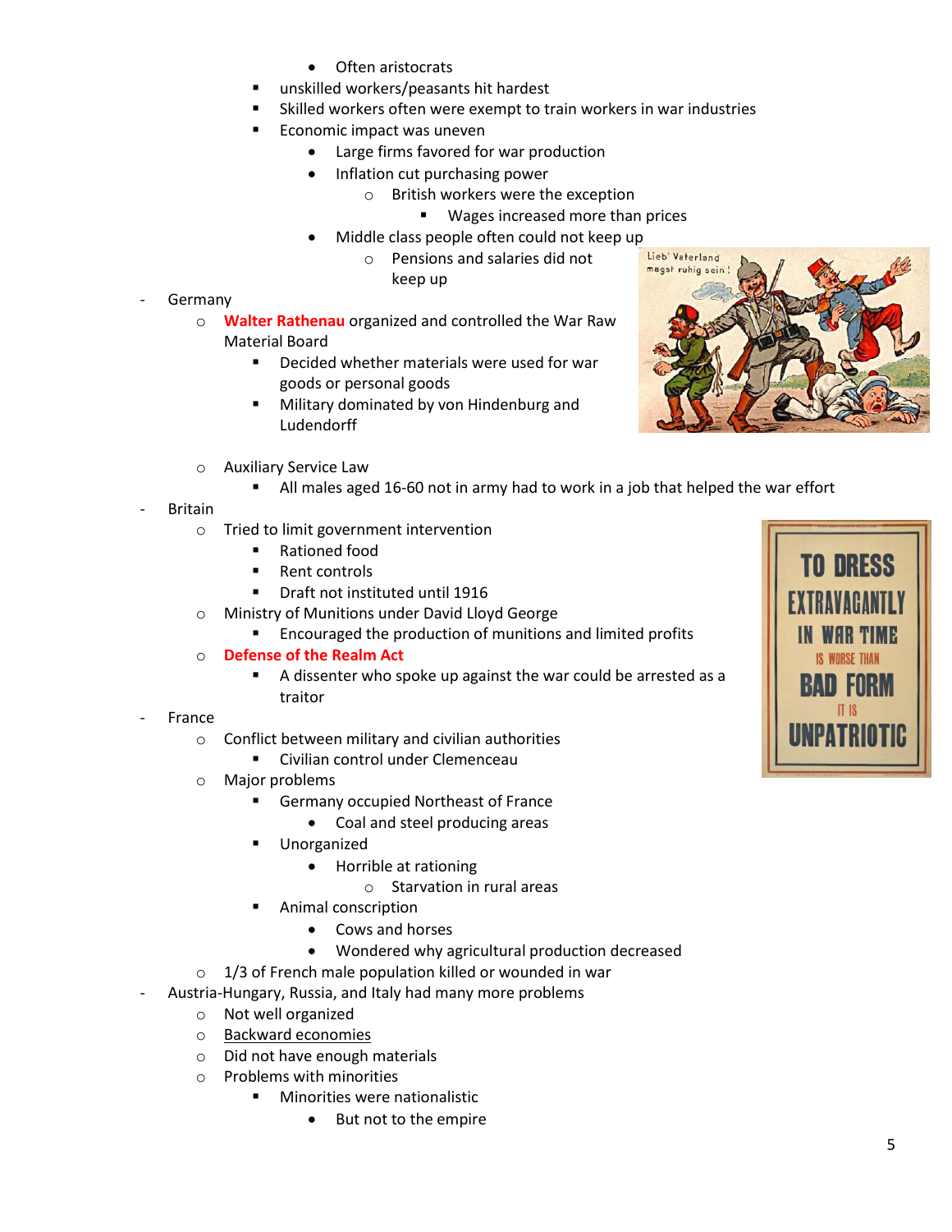- Often aristocrats
    - unskilled workers/peasants hit hardest
    - Skilled workers often were exempt to train workers in war industries
    - Economic impact was uneven
        - Large firms favored for war production
        - Inflation cut purchasing power
            - British workers were the exception
                - Wages increased more than prices
        - Middle class people often could not keep up
            - Pensions and salaries did not keep up

- Germany
    - **Walter Rathenau** organized and controlled the War Raw Material Board
        - Decided whether materials were used for war goods or personal goods
        - Military dominated by von Hindenburg and Ludendorff
    - Auxiliary Service Law
        - All males aged 16-60 not in army had to work in a job that helped the war effort
- Britain
    - Tried to limit government intervention
        - Rationed food
        - Rent controls
        - Draft not instituted until 1916
    - Ministry of Munitions under David Lloyd George
        - Encouraged the production of munitions and limited profits
    - **Defense of the Realm Act**
        - A dissenter who spoke up against the war could be arrested as a traitor
- France
    - Conflict between military and civilian authorities
        - Civilian control under Clemenceau
    - Major problems
        - Germany occupied Northeast of France
            - Coal and steel producing areas
        - Unorganized
            - Horrible at rationing
                - Starvation in rural areas
        - Animal conscription
            - Cows and horses
            - Wondered why agricultural production decreased
    - 1/3 of French male population killed or wounded in war
- Austria-Hungary, Russia, and Italy had many more problems
    - Not well organized
    - Backward economies
    - Did not have enough materials
    - Problems with minorities
        - Minorities were nationalistic
            - But not to the empire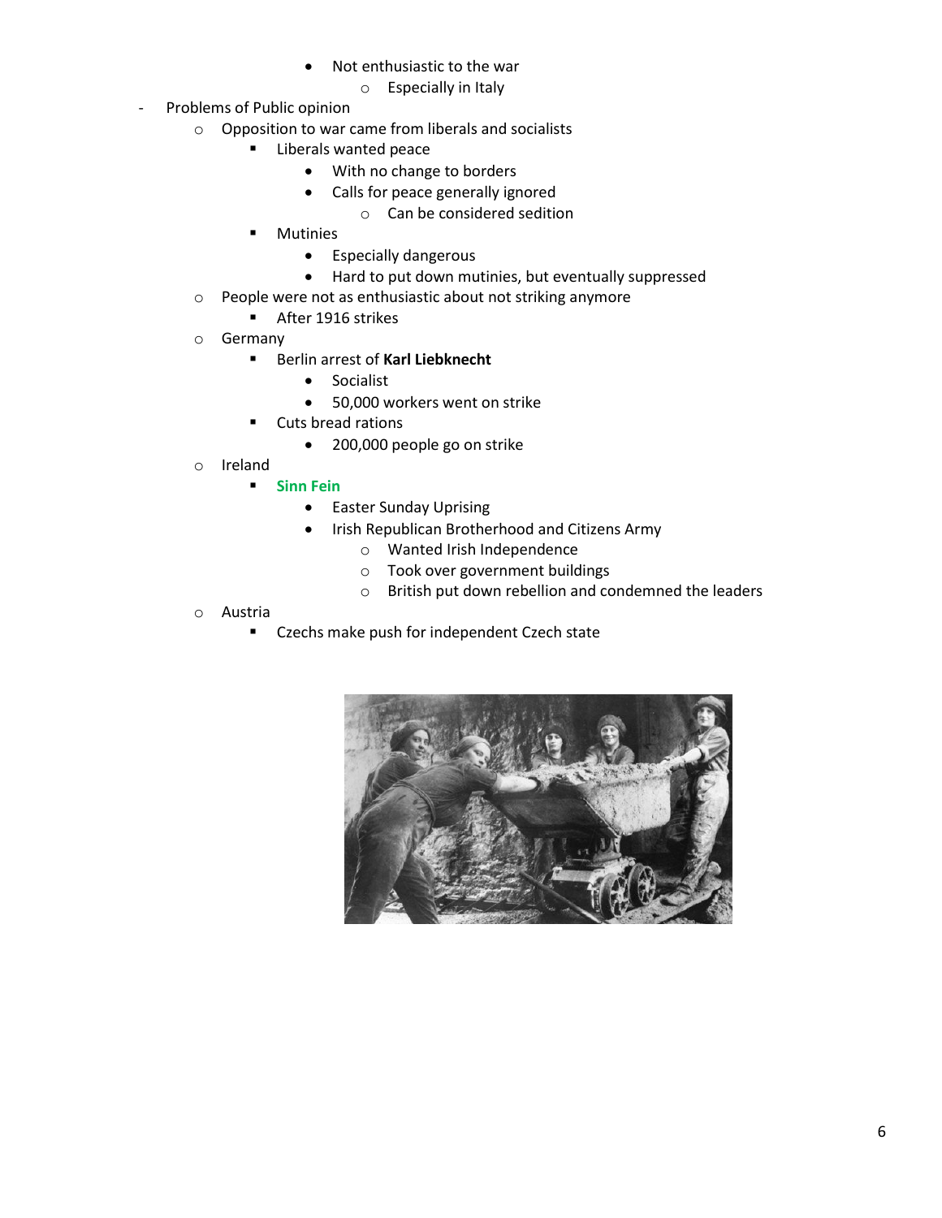- Not enthusiastic to the war
  - Especially in Italy

- Problems of Public opinion
  - Opposition to war came from liberals and socialists
    - Liberals wanted peace
      - With no change to borders
      - Calls for peace generally ignored
        - Can be considered sedition
    - Mutinies
      - Especially dangerous
      - Hard to put down mutinies, but eventually suppressed
  - People were not as enthusiastic about not striking anymore
    - After 1916 strikes
  - Germany
    - Berlin arrest of **Karl Liebknecht**
      - Socialist
      - 50,000 workers went on strike
    - Cuts bread rations
      - 200,000 people go on strike
  - Ireland
    - **Sinn Fein**
      - Easter Sunday Uprising
      - Irish Republican Brotherhood and Citizens Army
        - Wanted Irish Independence
        - Took over government buildings
        - British put down rebellion and condemned the leaders
  - Austria
    - Czechs make push for independent Czech state